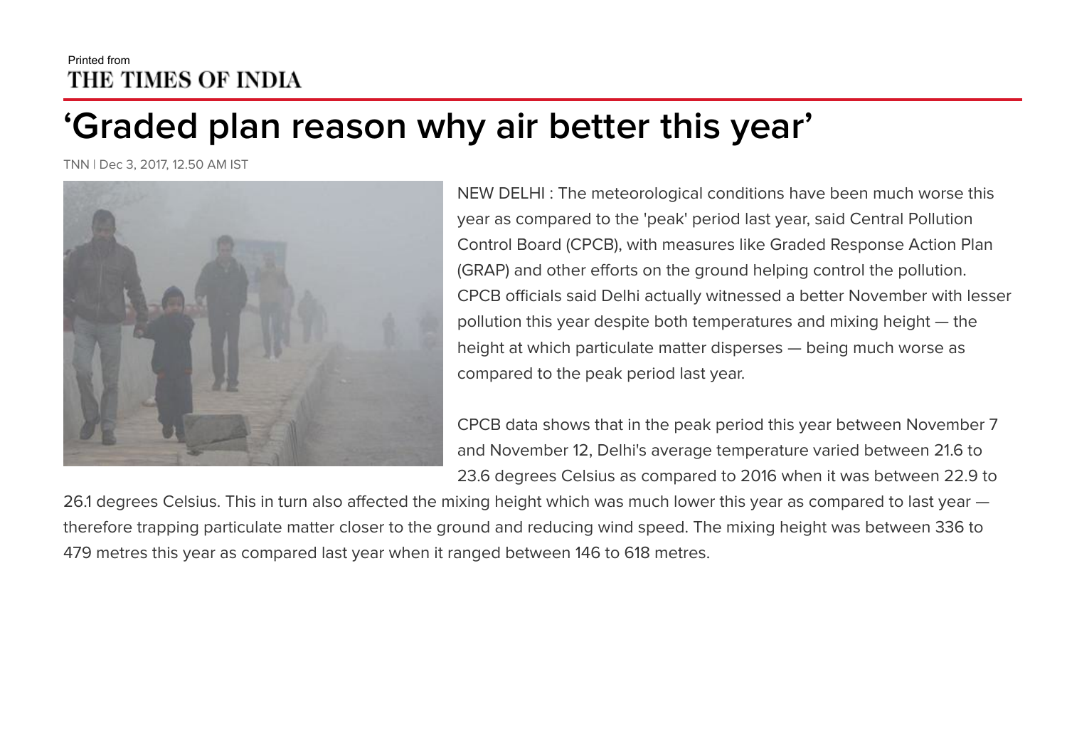Printed from
THE TIMES OF INDIA

# 'Graded plan reason why air better this year'

TNN | Dec 3, 2017, 12.50 AM IST

NEW DELHI : The meteorological conditions have been much worse this year as compared to the 'peak' period last year, said Central Pollution Control Board (CPCB), with measures like Graded Response Action Plan (GRAP) and other efforts on the ground helping control the pollution. CPCB officials said Delhi actually witnessed a better November with lesser pollution this year despite both temperatures and mixing height — the height at which particulate matter disperses — being much worse as compared to the peak period last year.

CPCB data shows that in the peak period this year between November 7 and November 12, Delhi's average temperature varied between 21.6 to 23.6 degrees Celsius as compared to 2016 when it was between 22.9 to 26.1 degrees Celsius. This in turn also affected the mixing height which was much lower this year as compared to last year — therefore trapping particulate matter closer to the ground and reducing wind speed. The mixing height was between 336 to 479 metres this year as compared last year when it ranged between 146 to 618 metres.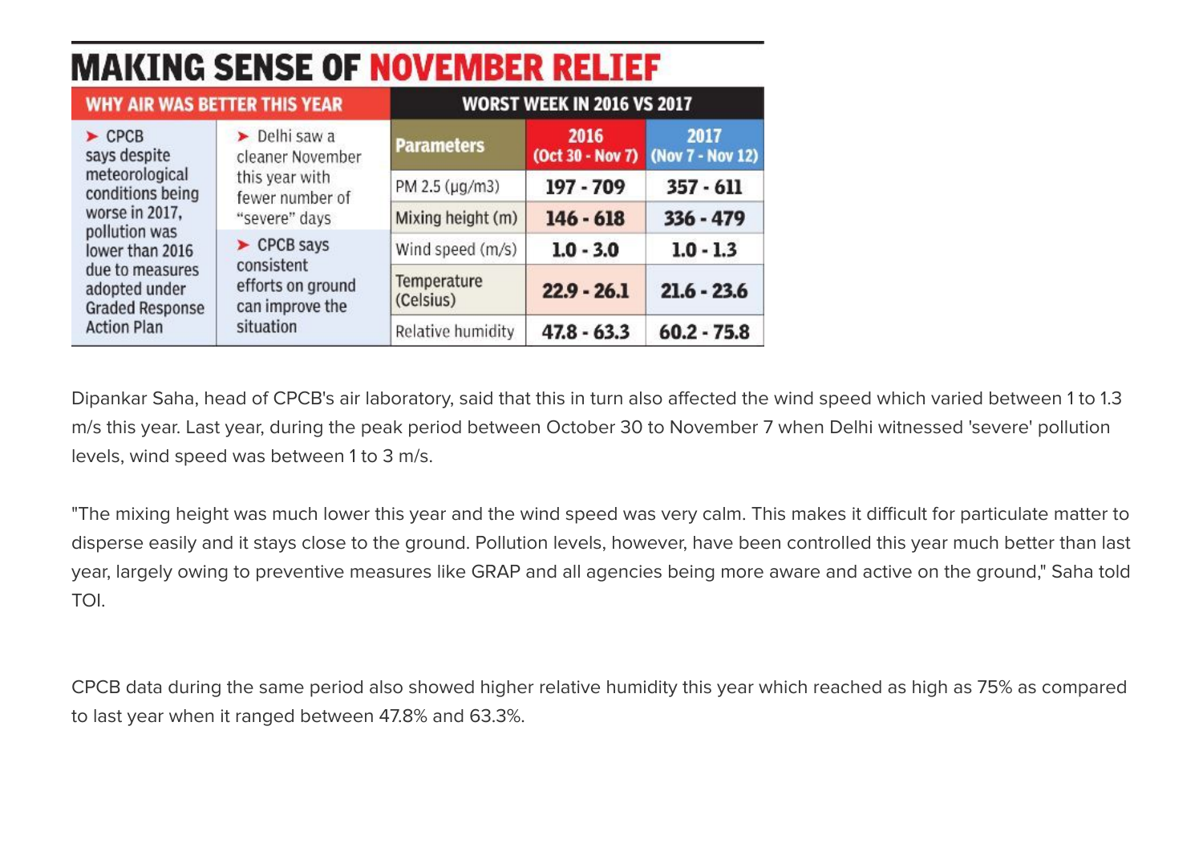## MAKING SENSE OF NOVEMBER RELIEF

**WHY AIR WAS BETTER THIS YEAR**

- CPCB says despite meteorological conditions being worse in 2017, pollution was lower than 2016 due to measures adopted under Graded Response Action Plan
- Delhi saw a cleaner November this year with fewer number of "severe" days
- CPCB says consistent efforts on ground can improve the situation

**WORST WEEK IN 2016 VS 2017**

| Parameters | 2016 (Oct 30 - Nov 7) | 2017 (Nov 7 - Nov 12) |
|---|---|---|
| PM 2.5 (μg/m3) | 197 - 709 | 357 - 611 |
| Mixing height (m) | 146 - 618 | 336 - 479 |
| Wind speed (m/s) | 1.0 - 3.0 | 1.0 - 1.3 |
| Temperature (Celsius) | 22.9 - 26.1 | 21.6 - 23.6 |
| Relative humidity | 47.8 - 63.3 | 60.2 - 75.8 |

Dipankar Saha, head of CPCB's air laboratory, said that this in turn also affected the wind speed which varied between 1 to 1.3 m/s this year. Last year, during the peak period between October 30 to November 7 when Delhi witnessed 'severe' pollution levels, wind speed was between 1 to 3 m/s.

"The mixing height was much lower this year and the wind speed was very calm. This makes it difficult for particulate matter to disperse easily and it stays close to the ground. Pollution levels, however, have been controlled this year much better than last year, largely owing to preventive measures like GRAP and all agencies being more aware and active on the ground," Saha told TOI.

CPCB data during the same period also showed higher relative humidity this year which reached as high as 75% as compared to last year when it ranged between 47.8% and 63.3%.